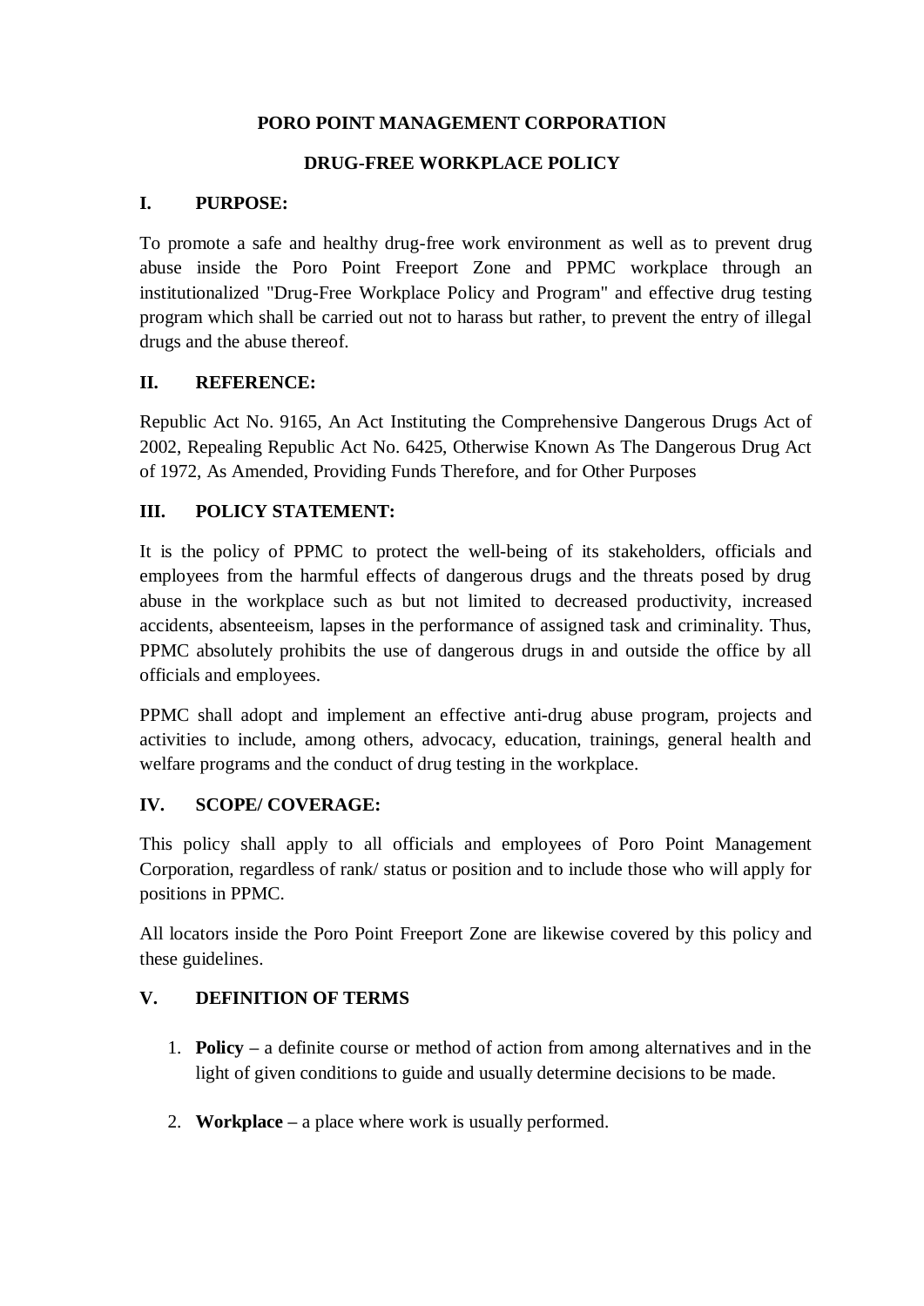# PORO POINT MANAGEMENT CORPORATION

## DRUG-FREE WORKPLACE POLICY

### I. PURPOSE:

To promote a safe and healthy drug-free work environment as well as to prevent drug abuse inside the Poro Point Freeport Zone and PPMC workplace through an institutionalized "Drug-Free Workplace Policy and Program" and effective drug testing program which shall be carried out not to harass but rather, to prevent the entry of illegal drugs and the abuse thereof.

### II. REFERENCE:

Republic Act No. 9165, An Act Instituting the Comprehensive Dangerous Drugs Act of 2002, Repealing Republic Act No. 6425, Otherwise Known As The Dangerous Drug Act of 1972, As Amended, Providing Funds Therefore, and for Other Purposes

### III. POLICY STATEMENT:

It is the policy of PPMC to protect the well-being of its stakeholders, officials and employees from the harmful effects of dangerous drugs and the threats posed by drug abuse in the workplace such as but not limited to decreased productivity, increased accidents, absenteeism, lapses in the performance of assigned task and criminality. Thus, PPMC absolutely prohibits the use of dangerous drugs in and outside the office by all officials and employees.

PPMC shall adopt and implement an effective anti-drug abuse program, projects and activities to include, among others, advocacy, education, trainings, general health and welfare programs and the conduct of drug testing in the workplace.

### IV. SCOPE/ COVERAGE:

This policy shall apply to all officials and employees of Poro Point Management Corporation, regardless of rank/ status or position and to include those who will apply for positions in PPMC.

All locators inside the Poro Point Freeport Zone are likewise covered by this policy and these guidelines.

### V. DEFINITION OF TERMS

1. **Policy –** a definite course or method of action from among alternatives and in the light of given conditions to guide and usually determine decisions to be made.

2. **Workplace –** a place where work is usually performed.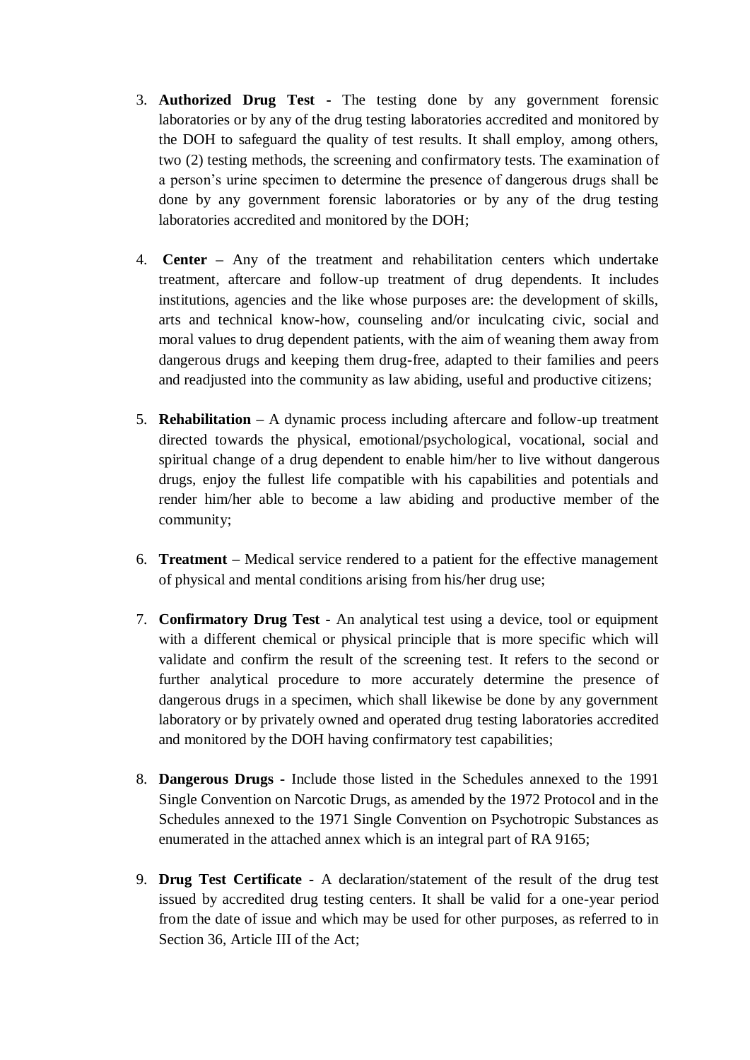3. **Authorized Drug Test** - The testing done by any government forensic laboratories or by any of the drug testing laboratories accredited and monitored by the DOH to safeguard the quality of test results. It shall employ, among others, two (2) testing methods, the screening and confirmatory tests. The examination of a person's urine specimen to determine the presence of dangerous drugs shall be done by any government forensic laboratories or by any of the drug testing laboratories accredited and monitored by the DOH;

4. **Center** – Any of the treatment and rehabilitation centers which undertake treatment, aftercare and follow-up treatment of drug dependents. It includes institutions, agencies and the like whose purposes are: the development of skills, arts and technical know-how, counseling and/or inculcating civic, social and moral values to drug dependent patients, with the aim of weaning them away from dangerous drugs and keeping them drug-free, adapted to their families and peers and readjusted into the community as law abiding, useful and productive citizens;

5. **Rehabilitation** – A dynamic process including aftercare and follow-up treatment directed towards the physical, emotional/psychological, vocational, social and spiritual change of a drug dependent to enable him/her to live without dangerous drugs, enjoy the fullest life compatible with his capabilities and potentials and render him/her able to become a law abiding and productive member of the community;

6. **Treatment** – Medical service rendered to a patient for the effective management of physical and mental conditions arising from his/her drug use;

7. **Confirmatory Drug Test** - An analytical test using a device, tool or equipment with a different chemical or physical principle that is more specific which will validate and confirm the result of the screening test. It refers to the second or further analytical procedure to more accurately determine the presence of dangerous drugs in a specimen, which shall likewise be done by any government laboratory or by privately owned and operated drug testing laboratories accredited and monitored by the DOH having confirmatory test capabilities;

8. **Dangerous Drugs** - Include those listed in the Schedules annexed to the 1991 Single Convention on Narcotic Drugs, as amended by the 1972 Protocol and in the Schedules annexed to the 1971 Single Convention on Psychotropic Substances as enumerated in the attached annex which is an integral part of RA 9165;

9. **Drug Test Certificate** - A declaration/statement of the result of the drug test issued by accredited drug testing centers. It shall be valid for a one-year period from the date of issue and which may be used for other purposes, as referred to in Section 36, Article III of the Act;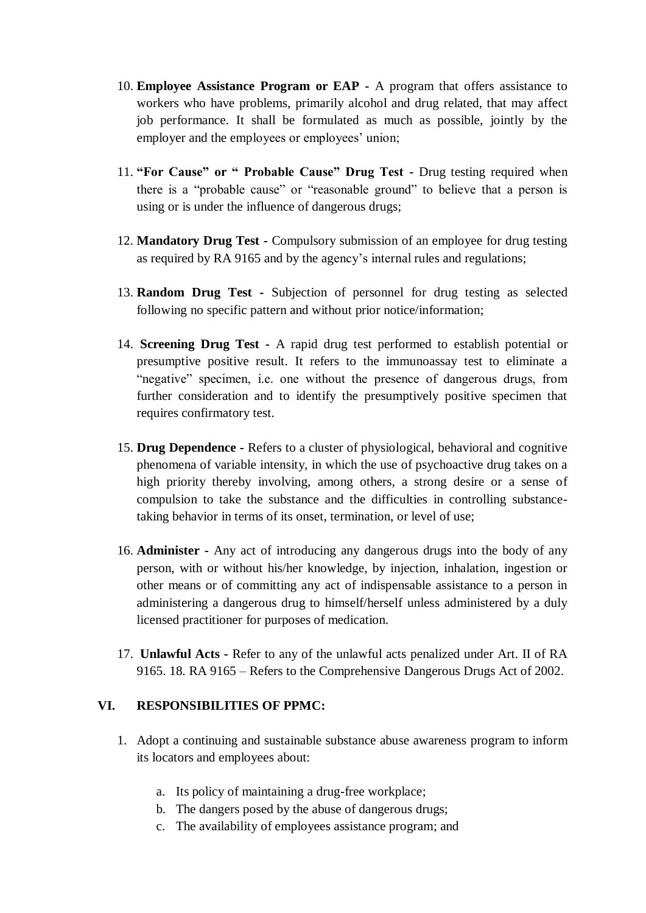10. **Employee Assistance Program or EAP -** A program that offers assistance to workers who have problems, primarily alcohol and drug related, that may affect job performance. It shall be formulated as much as possible, jointly by the employer and the employees or employees' union;

11. **"For Cause" or " Probable Cause" Drug Test -** Drug testing required when there is a "probable cause" or "reasonable ground" to believe that a person is using or is under the influence of dangerous drugs;

12. **Mandatory Drug Test -** Compulsory submission of an employee for drug testing as required by RA 9165 and by the agency's internal rules and regulations;

13. **Random Drug Test -** Subjection of personnel for drug testing as selected following no specific pattern and without prior notice/information;

14. **Screening Drug Test -** A rapid drug test performed to establish potential or presumptive positive result. It refers to the immunoassay test to eliminate a "negative" specimen, i.e. one without the presence of dangerous drugs, from further consideration and to identify the presumptively positive specimen that requires confirmatory test.

15. **Drug Dependence -** Refers to a cluster of physiological, behavioral and cognitive phenomena of variable intensity, in which the use of psychoactive drug takes on a high priority thereby involving, among others, a strong desire or a sense of compulsion to take the substance and the difficulties in controlling substance-taking behavior in terms of its onset, termination, or level of use;

16. **Administer -** Any act of introducing any dangerous drugs into the body of any person, with or without his/her knowledge, by injection, inhalation, ingestion or other means or of committing any act of indispensable assistance to a person in administering a dangerous drug to himself/herself unless administered by a duly licensed practitioner for purposes of medication.

17. **Unlawful Acts -** Refer to any of the unlawful acts penalized under Art. II of RA 9165. 18. RA 9165 – Refers to the Comprehensive Dangerous Drugs Act of 2002.

## VI. RESPONSIBILITIES OF PPMC:

1. Adopt a continuing and sustainable substance abuse awareness program to inform its locators and employees about:

    a. Its policy of maintaining a drug-free workplace;
    b. The dangers posed by the abuse of dangerous drugs;
    c. The availability of employees assistance program; and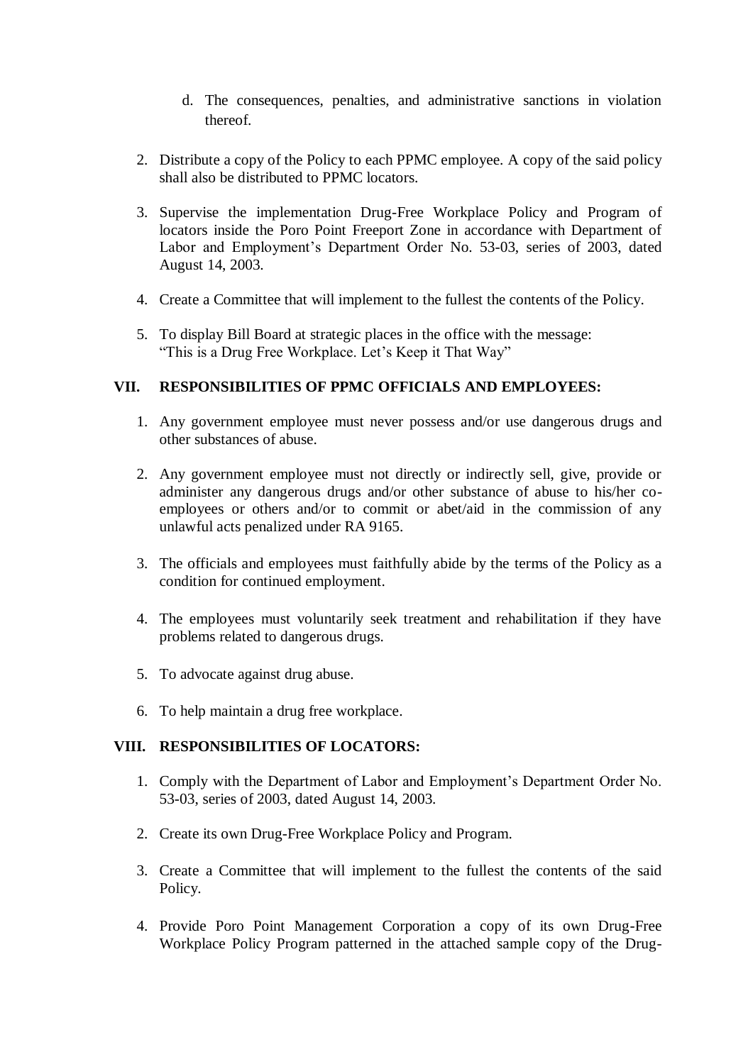d. The consequences, penalties, and administrative sanctions in violation thereof.

2. Distribute a copy of the Policy to each PPMC employee. A copy of the said policy shall also be distributed to PPMC locators.

3. Supervise the implementation Drug-Free Workplace Policy and Program of locators inside the Poro Point Freeport Zone in accordance with Department of Labor and Employment's Department Order No. 53-03, series of 2003, dated August 14, 2003.

4. Create a Committee that will implement to the fullest the contents of the Policy.

5. To display Bill Board at strategic places in the office with the message: "This is a Drug Free Workplace. Let's Keep it That Way"

## VII. RESPONSIBILITIES OF PPMC OFFICIALS AND EMPLOYEES:

1. Any government employee must never possess and/or use dangerous drugs and other substances of abuse.

2. Any government employee must not directly or indirectly sell, give, provide or administer any dangerous drugs and/or other substance of abuse to his/her co-employees or others and/or to commit or abet/aid in the commission of any unlawful acts penalized under RA 9165.

3. The officials and employees must faithfully abide by the terms of the Policy as a condition for continued employment.

4. The employees must voluntarily seek treatment and rehabilitation if they have problems related to dangerous drugs.

5. To advocate against drug abuse.

6. To help maintain a drug free workplace.

## VIII. RESPONSIBILITIES OF LOCATORS:

1. Comply with the Department of Labor and Employment's Department Order No. 53-03, series of 2003, dated August 14, 2003.

2. Create its own Drug-Free Workplace Policy and Program.

3. Create a Committee that will implement to the fullest the contents of the said Policy.

4. Provide Poro Point Management Corporation a copy of its own Drug-Free Workplace Policy Program patterned in the attached sample copy of the Drug-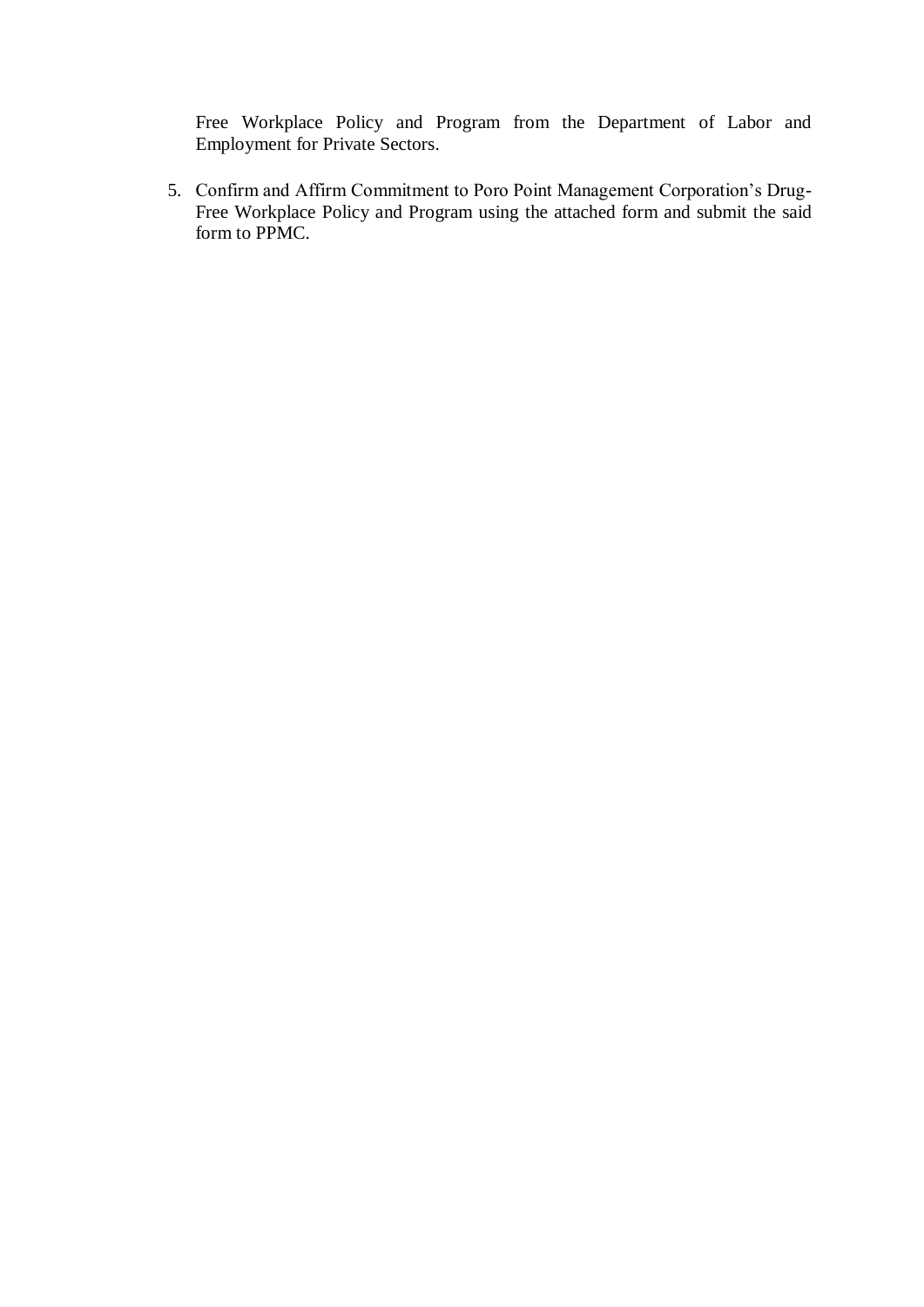Free Workplace Policy and Program from the Department of Labor and Employment for Private Sectors.

5. Confirm and Affirm Commitment to Poro Point Management Corporation's Drug-Free Workplace Policy and Program using the attached form and submit the said form to PPMC.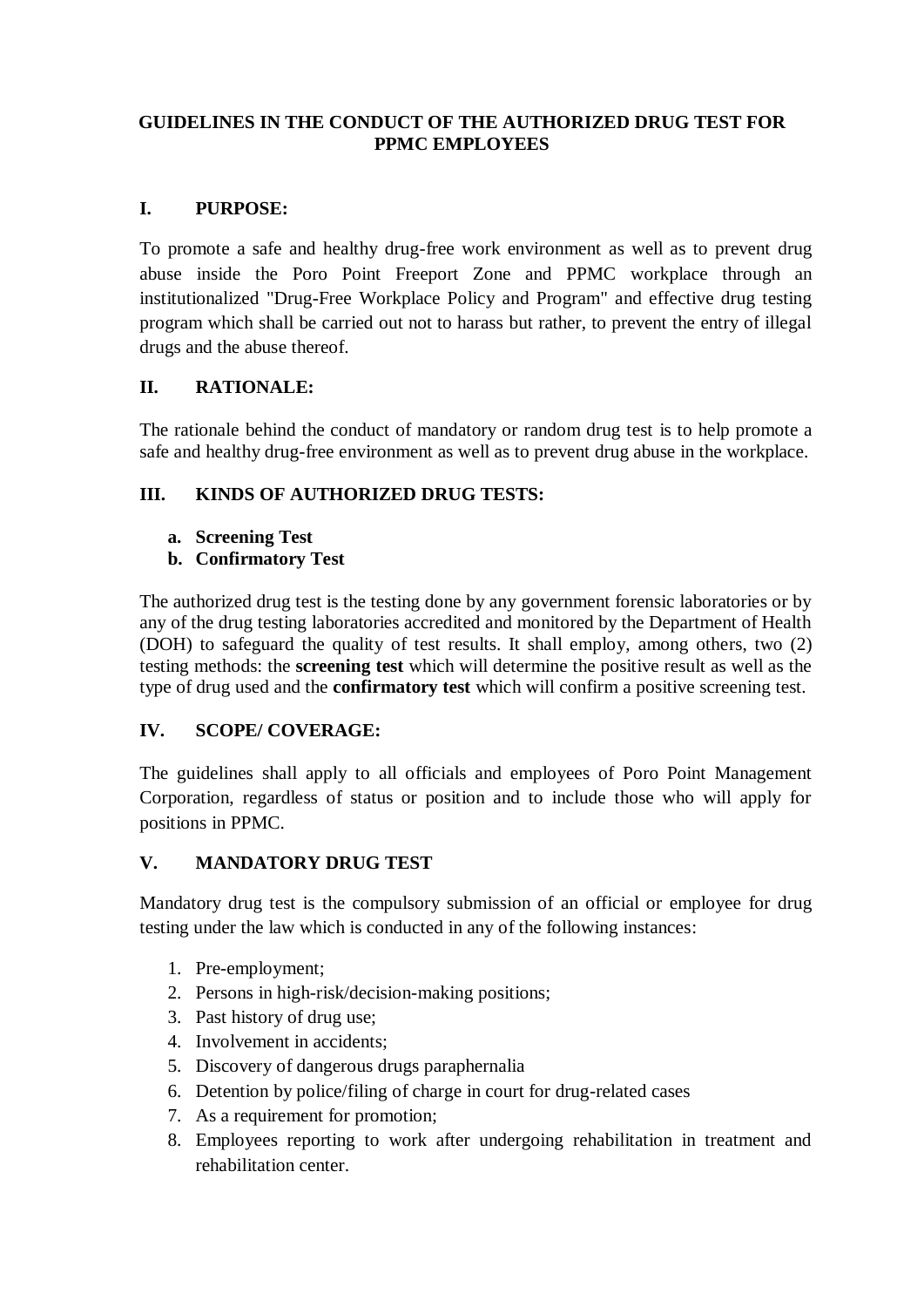## GUIDELINES IN THE CONDUCT OF THE AUTHORIZED DRUG TEST FOR PPMC EMPLOYEES

### I. PURPOSE:

To promote a safe and healthy drug-free work environment as well as to prevent drug abuse inside the Poro Point Freeport Zone and PPMC workplace through an institutionalized "Drug-Free Workplace Policy and Program" and effective drug testing program which shall be carried out not to harass but rather, to prevent the entry of illegal drugs and the abuse thereof.

### II. RATIONALE:

The rationale behind the conduct of mandatory or random drug test is to help promote a safe and healthy drug-free environment as well as to prevent drug abuse in the workplace.

### III. KINDS OF AUTHORIZED DRUG TESTS:

a. **Screening Test**
b. **Confirmatory Test**

The authorized drug test is the testing done by any government forensic laboratories or by any of the drug testing laboratories accredited and monitored by the Department of Health (DOH) to safeguard the quality of test results. It shall employ, among others, two (2) testing methods: the **screening test** which will determine the positive result as well as the type of drug used and the **confirmatory test** which will confirm a positive screening test.

### IV. SCOPE/ COVERAGE:

The guidelines shall apply to all officials and employees of Poro Point Management Corporation, regardless of status or position and to include those who will apply for positions in PPMC.

### V. MANDATORY DRUG TEST

Mandatory drug test is the compulsory submission of an official or employee for drug testing under the law which is conducted in any of the following instances:

1. Pre-employment;
2. Persons in high-risk/decision-making positions;
3. Past history of drug use;
4. Involvement in accidents;
5. Discovery of dangerous drugs paraphernalia
6. Detention by police/filing of charge in court for drug-related cases
7. As a requirement for promotion;
8. Employees reporting to work after undergoing rehabilitation in treatment and rehabilitation center.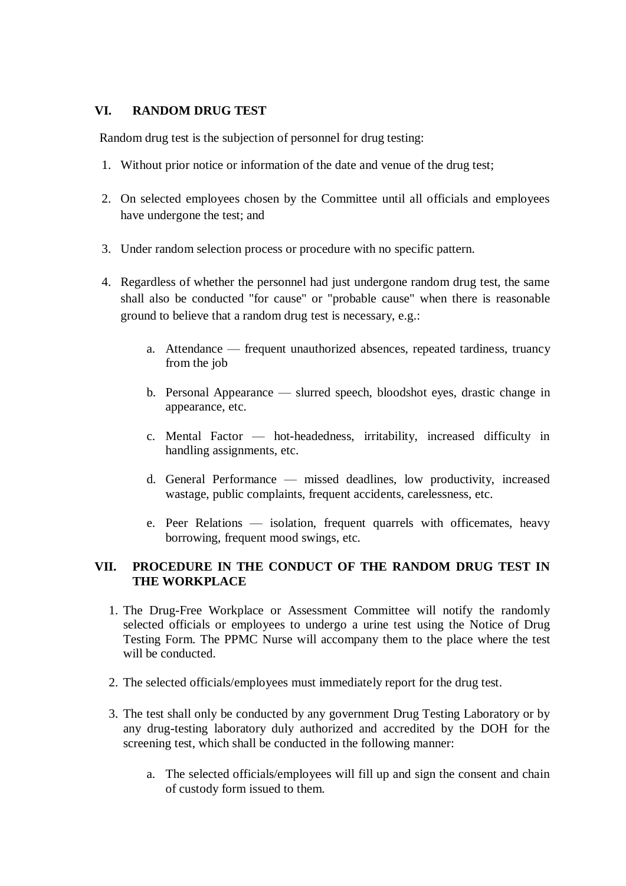## VI. RANDOM DRUG TEST

Random drug test is the subjection of personnel for drug testing:

1. Without prior notice or information of the date and venue of the drug test;

2. On selected employees chosen by the Committee until all officials and employees have undergone the test; and

3. Under random selection process or procedure with no specific pattern.

4. Regardless of whether the personnel had just undergone random drug test, the same shall also be conducted "for cause" or "probable cause" when there is reasonable ground to believe that a random drug test is necessary, e.g.:

   a. Attendance — frequent unauthorized absences, repeated tardiness, truancy from the job

   b. Personal Appearance — slurred speech, bloodshot eyes, drastic change in appearance, etc.

   c. Mental Factor — hot-headedness, irritability, increased difficulty in handling assignments, etc.

   d. General Performance — missed deadlines, low productivity, increased wastage, public complaints, frequent accidents, carelessness, etc.

   e. Peer Relations — isolation, frequent quarrels with officemates, heavy borrowing, frequent mood swings, etc.

## VII. PROCEDURE IN THE CONDUCT OF THE RANDOM DRUG TEST IN THE WORKPLACE

1. The Drug-Free Workplace or Assessment Committee will notify the randomly selected officials or employees to undergo a urine test using the Notice of Drug Testing Form. The PPMC Nurse will accompany them to the place where the test will be conducted.

2. The selected officials/employees must immediately report for the drug test.

3. The test shall only be conducted by any government Drug Testing Laboratory or by any drug-testing laboratory duly authorized and accredited by the DOH for the screening test, which shall be conducted in the following manner:

   a. The selected officials/employees will fill up and sign the consent and chain of custody form issued to them.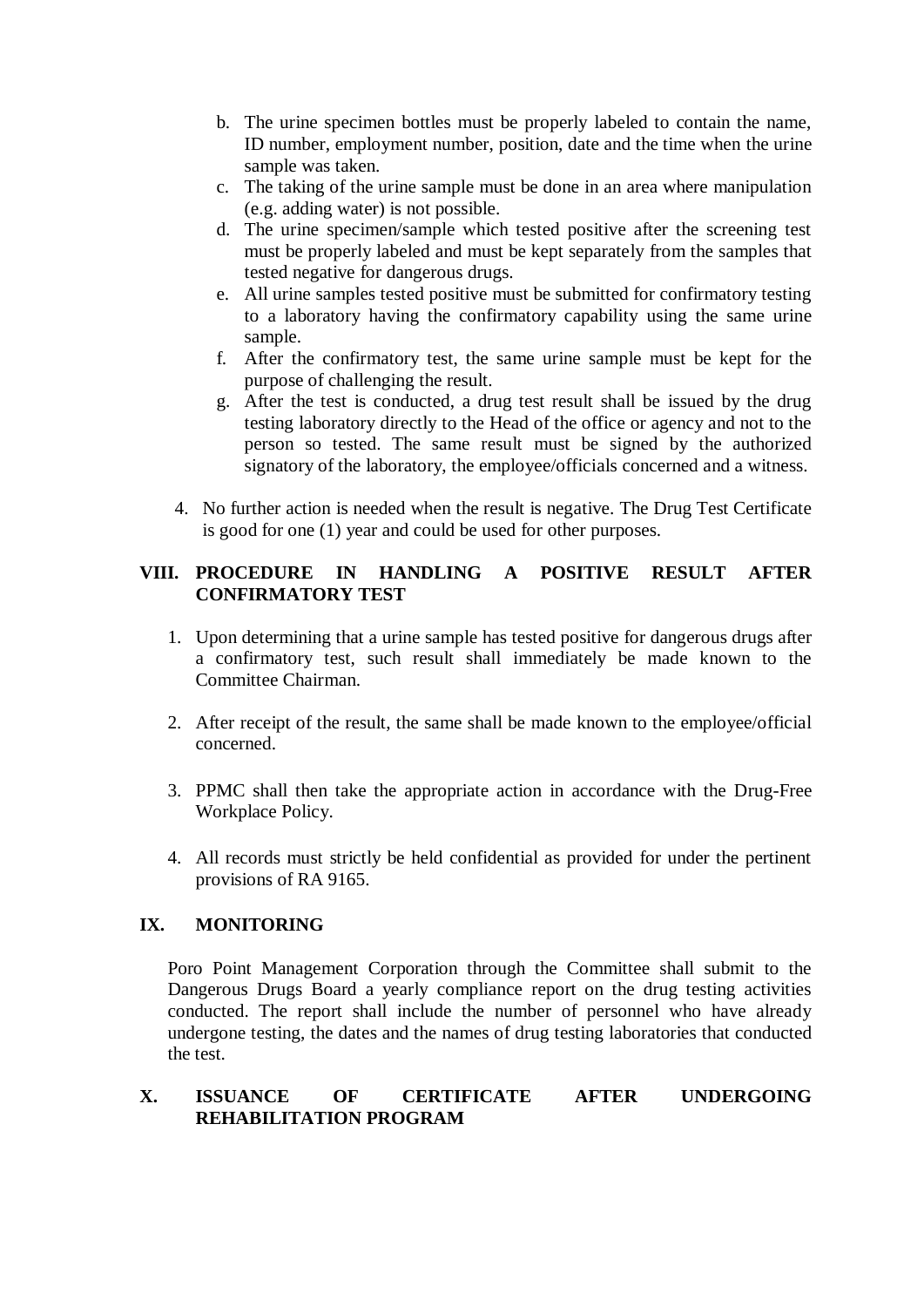b. The urine specimen bottles must be properly labeled to contain the name, ID number, employment number, position, date and the time when the urine sample was taken.
c. The taking of the urine sample must be done in an area where manipulation (e.g. adding water) is not possible.
d. The urine specimen/sample which tested positive after the screening test must be properly labeled and must be kept separately from the samples that tested negative for dangerous drugs.
e. All urine samples tested positive must be submitted for confirmatory testing to a laboratory having the confirmatory capability using the same urine sample.
f. After the confirmatory test, the same urine sample must be kept for the purpose of challenging the result.
g. After the test is conducted, a drug test result shall be issued by the drug testing laboratory directly to the Head of the office or agency and not to the person so tested. The same result must be signed by the authorized signatory of the laboratory, the employee/officials concerned and a witness.

4. No further action is needed when the result is negative. The Drug Test Certificate is good for one (1) year and could be used for other purposes.

## VIII. PROCEDURE IN HANDLING A POSITIVE RESULT AFTER CONFIRMATORY TEST

1. Upon determining that a urine sample has tested positive for dangerous drugs after a confirmatory test, such result shall immediately be made known to the Committee Chairman.

2. After receipt of the result, the same shall be made known to the employee/official concerned.

3. PPMC shall then take the appropriate action in accordance with the Drug-Free Workplace Policy.

4. All records must strictly be held confidential as provided for under the pertinent provisions of RA 9165.

## IX. MONITORING

Poro Point Management Corporation through the Committee shall submit to the Dangerous Drugs Board a yearly compliance report on the drug testing activities conducted. The report shall include the number of personnel who have already undergone testing, the dates and the names of drug testing laboratories that conducted the test.

## X. ISSUANCE OF CERTIFICATE AFTER UNDERGOING REHABILITATION PROGRAM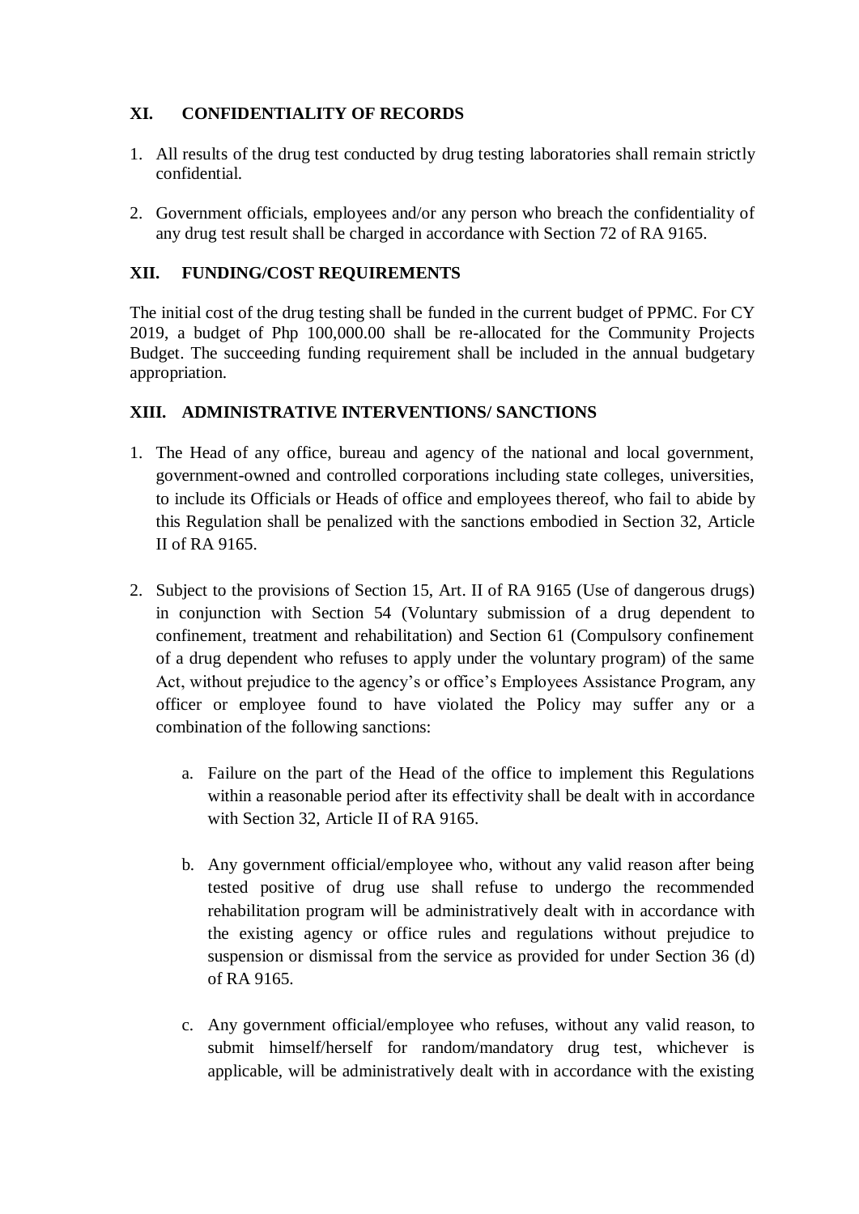## XI. CONFIDENTIALITY OF RECORDS

1. All results of the drug test conducted by drug testing laboratories shall remain strictly confidential.

2. Government officials, employees and/or any person who breach the confidentiality of any drug test result shall be charged in accordance with Section 72 of RA 9165.

## XII. FUNDING/COST REQUIREMENTS

The initial cost of the drug testing shall be funded in the current budget of PPMC. For CY 2019, a budget of Php 100,000.00 shall be re-allocated for the Community Projects Budget. The succeeding funding requirement shall be included in the annual budgetary appropriation.

## XIII. ADMINISTRATIVE INTERVENTIONS/ SANCTIONS

1. The Head of any office, bureau and agency of the national and local government, government-owned and controlled corporations including state colleges, universities, to include its Officials or Heads of office and employees thereof, who fail to abide by this Regulation shall be penalized with the sanctions embodied in Section 32, Article II of RA 9165.

2. Subject to the provisions of Section 15, Art. II of RA 9165 (Use of dangerous drugs) in conjunction with Section 54 (Voluntary submission of a drug dependent to confinement, treatment and rehabilitation) and Section 61 (Compulsory confinement of a drug dependent who refuses to apply under the voluntary program) of the same Act, without prejudice to the agency's or office's Employees Assistance Program, any officer or employee found to have violated the Policy may suffer any or a combination of the following sanctions:

   a. Failure on the part of the Head of the office to implement this Regulations within a reasonable period after its effectivity shall be dealt with in accordance with Section 32, Article II of RA 9165.

   b. Any government official/employee who, without any valid reason after being tested positive of drug use shall refuse to undergo the recommended rehabilitation program will be administratively dealt with in accordance with the existing agency or office rules and regulations without prejudice to suspension or dismissal from the service as provided for under Section 36 (d) of RA 9165.

   c. Any government official/employee who refuses, without any valid reason, to submit himself/herself for random/mandatory drug test, whichever is applicable, will be administratively dealt with in accordance with the existing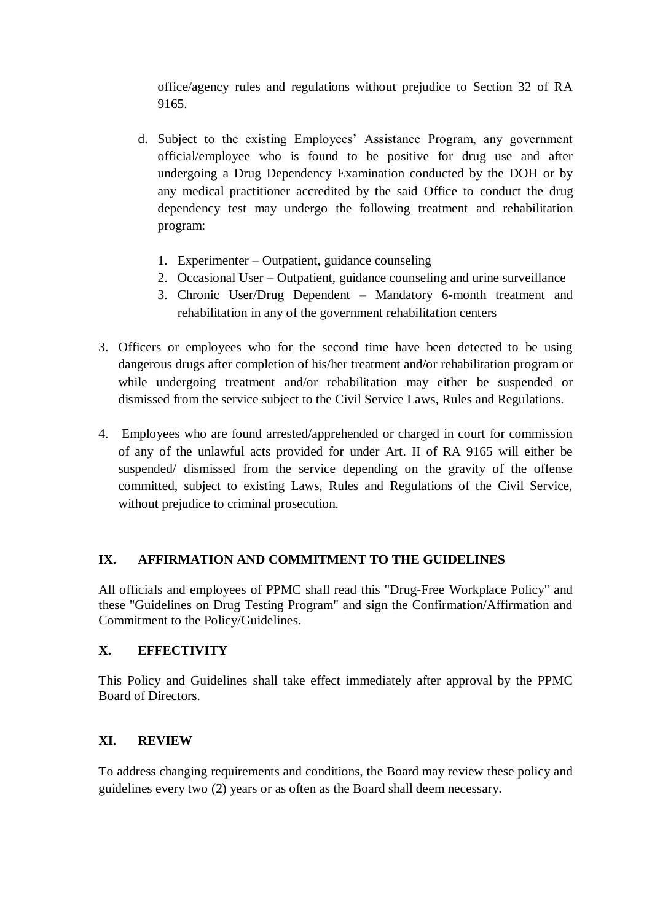office/agency rules and regulations without prejudice to Section 32 of RA 9165.

   d. Subject to the existing Employees' Assistance Program, any government official/employee who is found to be positive for drug use and after undergoing a Drug Dependency Examination conducted by the DOH or by any medical practitioner accredited by the said Office to conduct the drug dependency test may undergo the following treatment and rehabilitation program:

      1. Experimenter – Outpatient, guidance counseling
      2. Occasional User – Outpatient, guidance counseling and urine surveillance
      3. Chronic User/Drug Dependent – Mandatory 6-month treatment and rehabilitation in any of the government rehabilitation centers

3. Officers or employees who for the second time have been detected to be using dangerous drugs after completion of his/her treatment and/or rehabilitation program or while undergoing treatment and/or rehabilitation may either be suspended or dismissed from the service subject to the Civil Service Laws, Rules and Regulations.

4. Employees who are found arrested/apprehended or charged in court for commission of any of the unlawful acts provided for under Art. II of RA 9165 will either be suspended/ dismissed from the service depending on the gravity of the offense committed, subject to existing Laws, Rules and Regulations of the Civil Service, without prejudice to criminal prosecution.

## IX. AFFIRMATION AND COMMITMENT TO THE GUIDELINES

All officials and employees of PPMC shall read this "Drug-Free Workplace Policy" and these "Guidelines on Drug Testing Program" and sign the Confirmation/Affirmation and Commitment to the Policy/Guidelines.

## X. EFFECTIVITY

This Policy and Guidelines shall take effect immediately after approval by the PPMC Board of Directors.

## XI. REVIEW

To address changing requirements and conditions, the Board may review these policy and guidelines every two (2) years or as often as the Board shall deem necessary.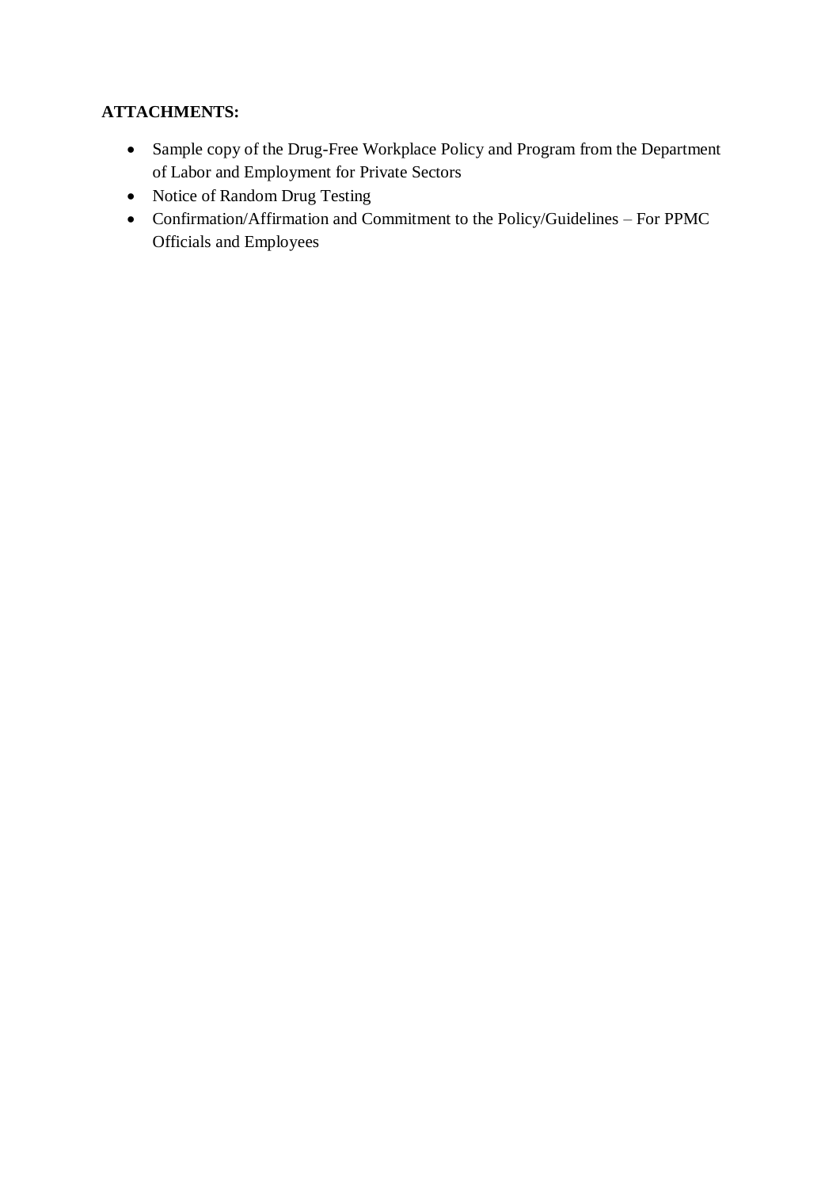**ATTACHMENTS:**

- Sample copy of the Drug-Free Workplace Policy and Program from the Department of Labor and Employment for Private Sectors
- Notice of Random Drug Testing
- Confirmation/Affirmation and Commitment to the Policy/Guidelines – For PPMC Officials and Employees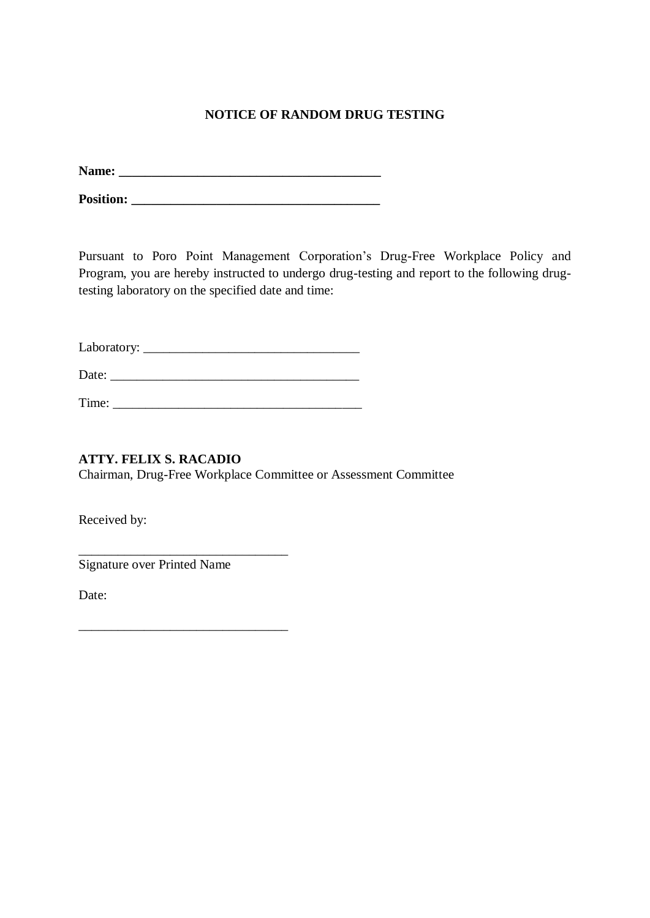**NOTICE OF RANDOM DRUG TESTING**

**Name: ________________________________________**

**Position: ______________________________________**

Pursuant to Poro Point Management Corporation's Drug-Free Workplace Policy and Program, you are hereby instructed to undergo drug-testing and report to the following drug-testing laboratory on the specified date and time:

Laboratory: ________________________________

Date: ______________________________________

Time: ______________________________________

**ATTY. FELIX S. RACADIO**
Chairman, Drug-Free Workplace Committee or Assessment Committee

Received by:

________________________________
Signature over Printed Name

Date:

________________________________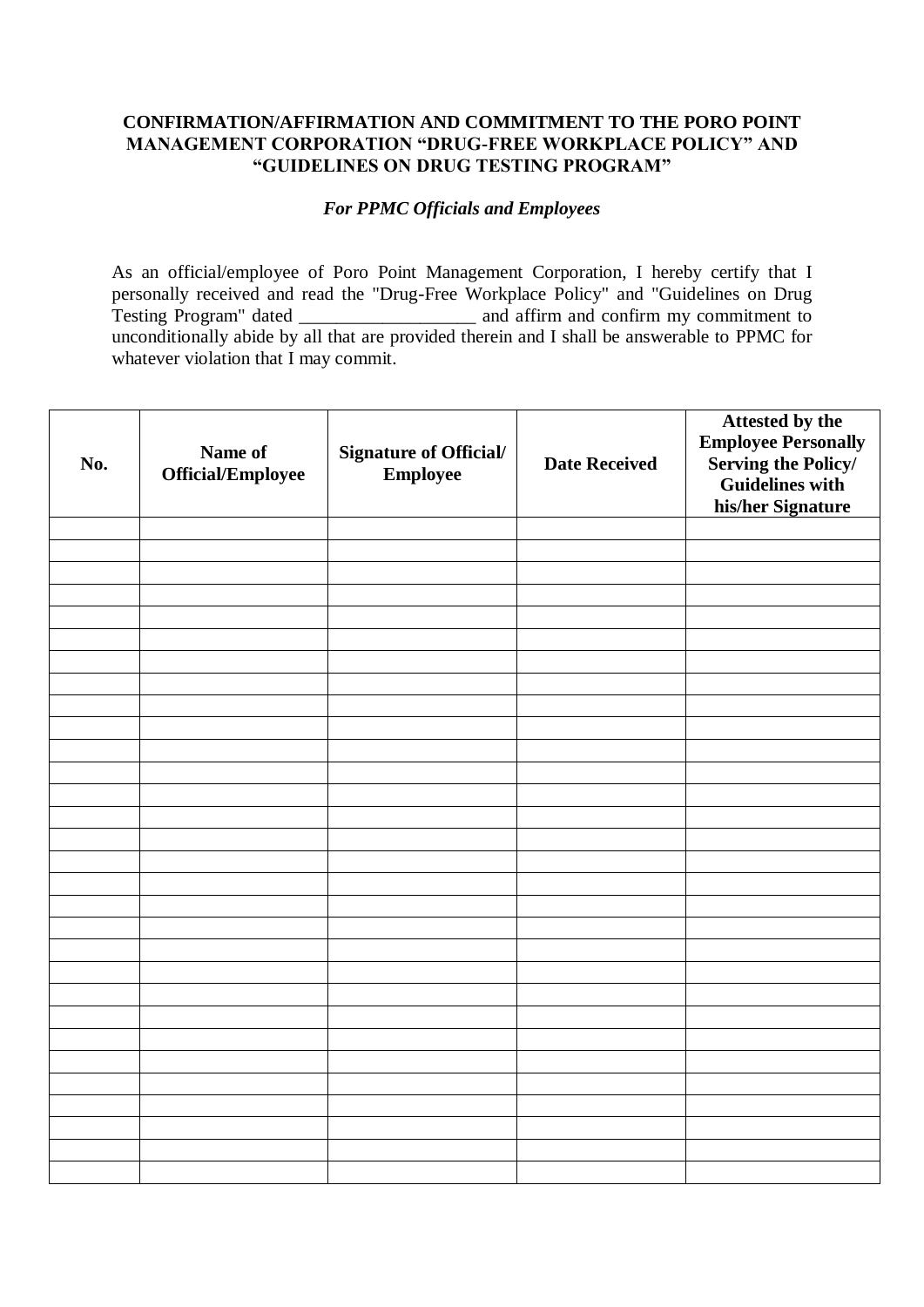**CONFIRMATION/AFFIRMATION AND COMMITMENT TO THE PORO POINT MANAGEMENT CORPORATION "DRUG-FREE WORKPLACE POLICY" AND "GUIDELINES ON DRUG TESTING PROGRAM"**

***For PPMC Officials and Employees***

As an official/employee of Poro Point Management Corporation, I hereby certify that I personally received and read the "Drug-Free Workplace Policy" and "Guidelines on Drug Testing Program" dated ___________________ and affirm and confirm my commitment to unconditionally abide by all that are provided therein and I shall be answerable to PPMC for whatever violation that I may commit.

| No. | Name of Official/Employee | Signature of Official/ Employee | Date Received | Attested by the Employee Personally Serving the Policy/ Guidelines with his/her Signature |
|---|---|---|---|---|
| | | | | |
| | | | | |
| | | | | |
| | | | | |
| | | | | |
| | | | | |
| | | | | |
| | | | | |
| | | | | |
| | | | | |
| | | | | |
| | | | | |
| | | | | |
| | | | | |
| | | | | |
| | | | | |
| | | | | |
| | | | | |
| | | | | |
| | | | | |
| | | | | |
| | | | | |
| | | | | |
| | | | | |
| | | | | |
| | | | | |
| | | | | |
| | | | | |
| | | | | |
| | | | | |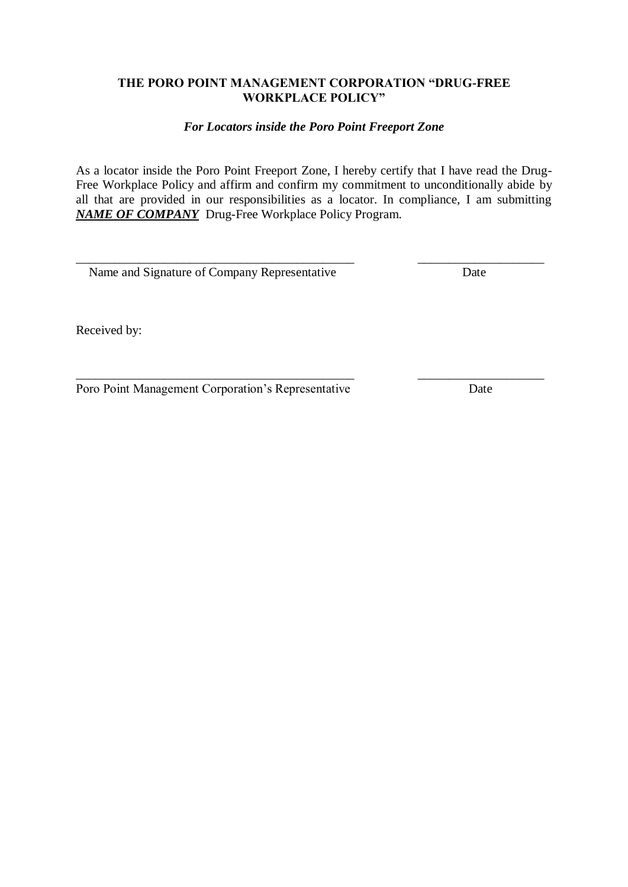**THE PORO POINT MANAGEMENT CORPORATION "DRUG-FREE WORKPLACE POLICY"**

***For Locators inside the Poro Point Freeport Zone***

As a locator inside the Poro Point Freeport Zone, I hereby certify that I have read the Drug-Free Workplace Policy and affirm and confirm my commitment to unconditionally abide by all that are provided in our responsibilities as a locator. In compliance, I am submitting ***NAME OF COMPANY*** Drug-Free Workplace Policy Program.

\_\_\_\_\_\_\_\_\_\_\_\_\_\_\_\_\_\_\_\_\_\_\_\_\_\_\_\_\_\_\_\_\_\_\_\_\_\_\_\_\_\_\_\_ \_\_\_\_\_\_\_\_\_\_\_\_\_\_\_\_\_\_\_\_

Name and Signature of Company Representative Date

Received by:

\_\_\_\_\_\_\_\_\_\_\_\_\_\_\_\_\_\_\_\_\_\_\_\_\_\_\_\_\_\_\_\_\_\_\_\_\_\_\_\_\_\_\_\_ \_\_\_\_\_\_\_\_\_\_\_\_\_\_\_\_\_\_\_\_

Poro Point Management Corporation's Representative Date